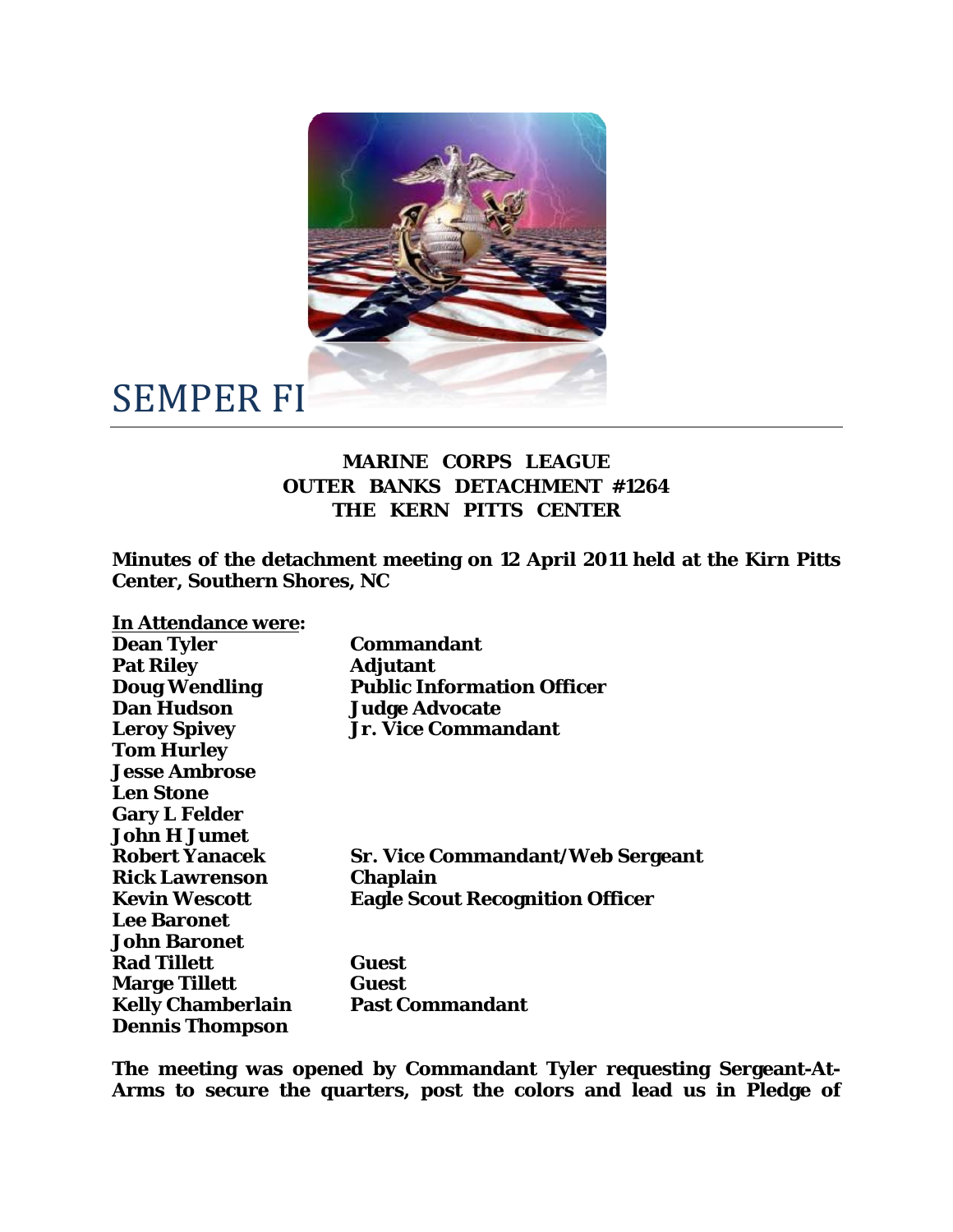# SEMPER FI

**MARINE CORPS LEAGUE**
**OUTER BANKS DETACHMENT #1264**
**THE KERN PITTS CENTER**

**Minutes of the detachment meeting on 12 April 2011 held at the Kirn Pitts Center, Southern Shores, NC**

**In Attendance were:**

| | |
|---|---|
| **Dean Tyler** | **Commandant** |
| **Pat Riley** | **Adjutant** |
| **Doug Wendling** | **Public Information Officer** |
| **Dan Hudson** | **Judge Advocate** |
| **Leroy Spivey** | **Jr. Vice Commandant** |
| **Tom Hurley** | |
| **Jesse Ambrose** | |
| **Len Stone** | |
| **Gary L Felder** | |
| **John H Jumet** | |
| **Robert Yanacek** | **Sr. Vice Commandant/Web Sergeant** |
| **Rick Lawrenson** | **Chaplain** |
| **Kevin Wescott** | **Eagle Scout Recognition Officer** |
| **Lee Baronet** | |
| **John Baronet** | |
| **Rad Tillett** | **Guest** |
| **Marge Tillett** | **Guest** |
| **Kelly Chamberlain** | **Past Commandant** |
| **Dennis Thompson** | |

**The meeting was opened by Commandant Tyler requesting Sergeant-At-Arms to secure the quarters, post the colors and lead us in Pledge of**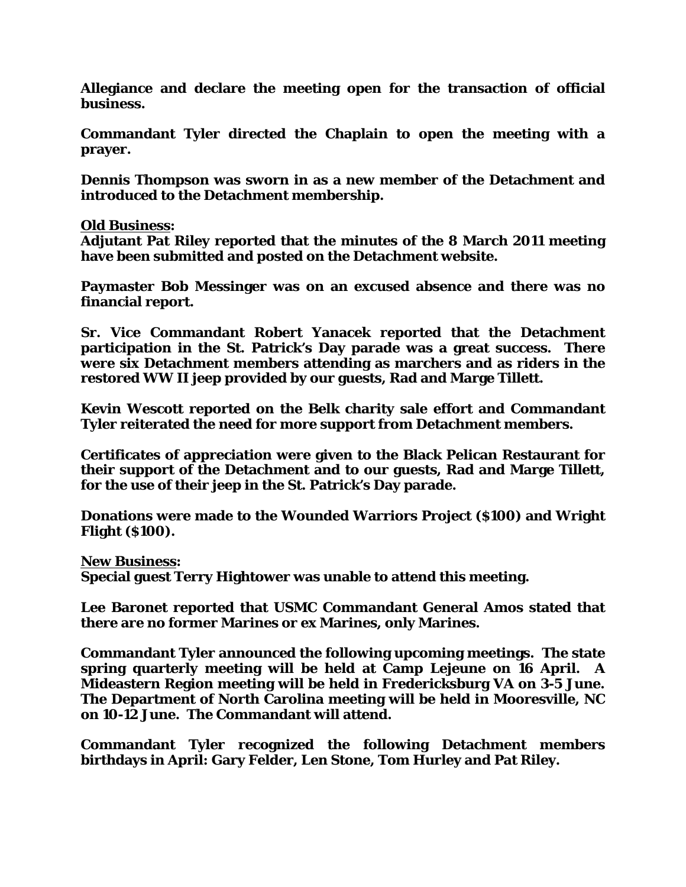**Allegiance and declare the meeting open for the transaction of official business.**

**Commandant Tyler directed the Chaplain to open the meeting with a prayer.**

**Dennis Thompson was sworn in as a new member of the Detachment and introduced to the Detachment membership.**

**<u>Old Business</u>:**
**Adjutant Pat Riley reported that the minutes of the 8 March 2011 meeting have been submitted and posted on the Detachment website.**

**Paymaster Bob Messinger was on an excused absence and there was no financial report.**

**Sr. Vice Commandant Robert Yanacek reported that the Detachment participation in the St. Patrick's Day parade was a great success. There were six Detachment members attending as marchers and as riders in the restored WW II jeep provided by our guests, Rad and Marge Tillett.**

**Kevin Wescott reported on the Belk charity sale effort and Commandant Tyler reiterated the need for more support from Detachment members.**

**Certificates of appreciation were given to the Black Pelican Restaurant for their support of the Detachment and to our guests, Rad and Marge Tillett, for the use of their jeep in the St. Patrick's Day parade.**

**Donations were made to the Wounded Warriors Project ($100) and Wright Flight ($100).**

**<u>New Business</u>:**
**Special guest Terry Hightower was unable to attend this meeting.**

**Lee Baronet reported that USMC Commandant General Amos stated that there are no former Marines or ex Marines, only Marines.**

**Commandant Tyler announced the following upcoming meetings. The state spring quarterly meeting will be held at Camp Lejeune on 16 April. A Mideastern Region meeting will be held in Fredericksburg VA on 3-5 June. The Department of North Carolina meeting will be held in Mooresville, NC on 10-12 June. The Commandant will attend.**

**Commandant Tyler recognized the following Detachment members birthdays in April: Gary Felder, Len Stone, Tom Hurley and Pat Riley.**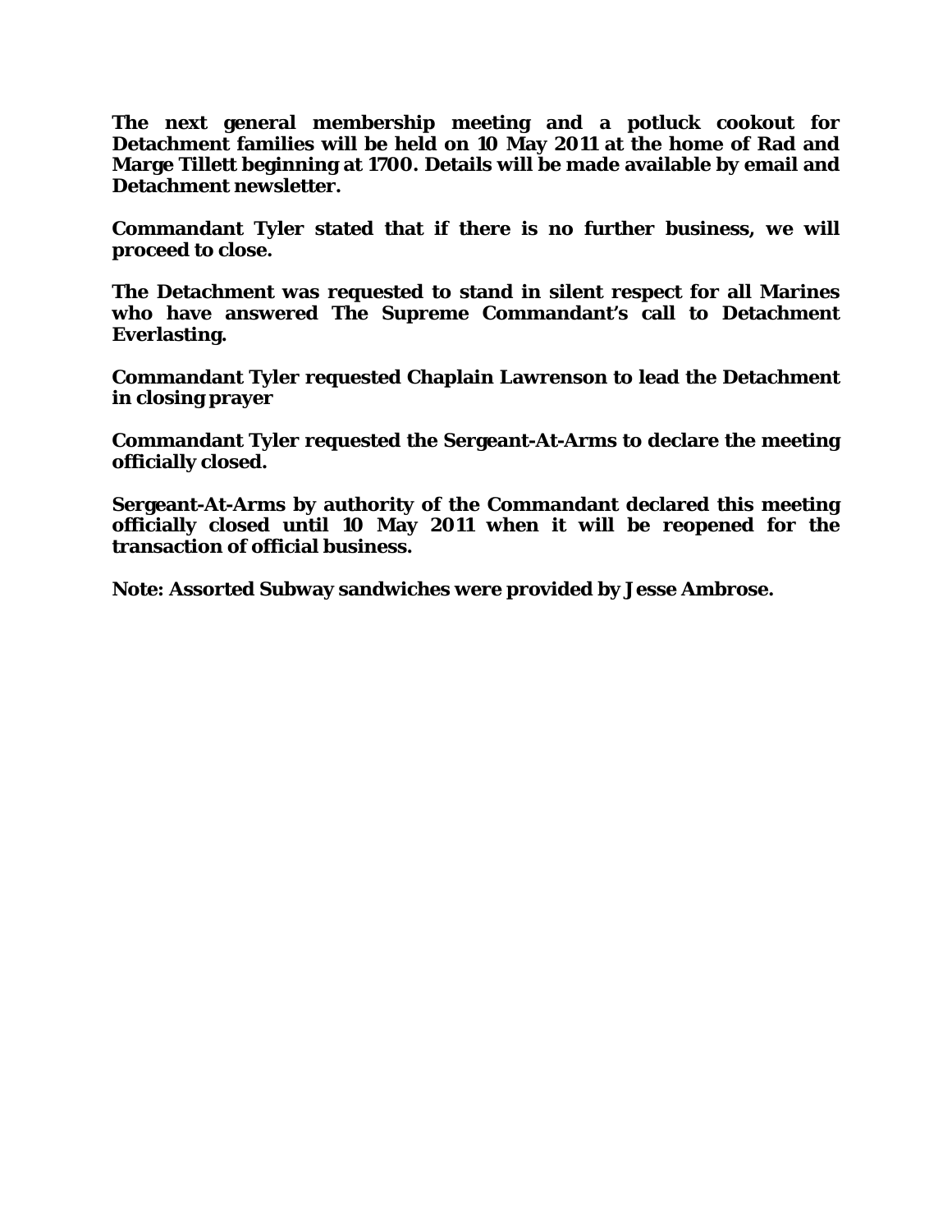**The next general membership meeting and a potluck cookout for Detachment families will be held on 10 May 2011 at the home of Rad and Marge Tillett beginning at 1700. Details will be made available by email and Detachment newsletter.**

**Commandant Tyler stated that if there is no further business, we will proceed to close.**

**The Detachment was requested to stand in silent respect for all Marines who have answered The Supreme Commandant's call to Detachment Everlasting.**

**Commandant Tyler requested Chaplain Lawrenson to lead the Detachment in closing prayer**

**Commandant Tyler requested the Sergeant-At-Arms to declare the meeting officially closed.**

**Sergeant-At-Arms by authority of the Commandant declared this meeting officially closed until 10 May 2011 when it will be reopened for the transaction of official business.**

**Note: Assorted Subway sandwiches were provided by Jesse Ambrose.**